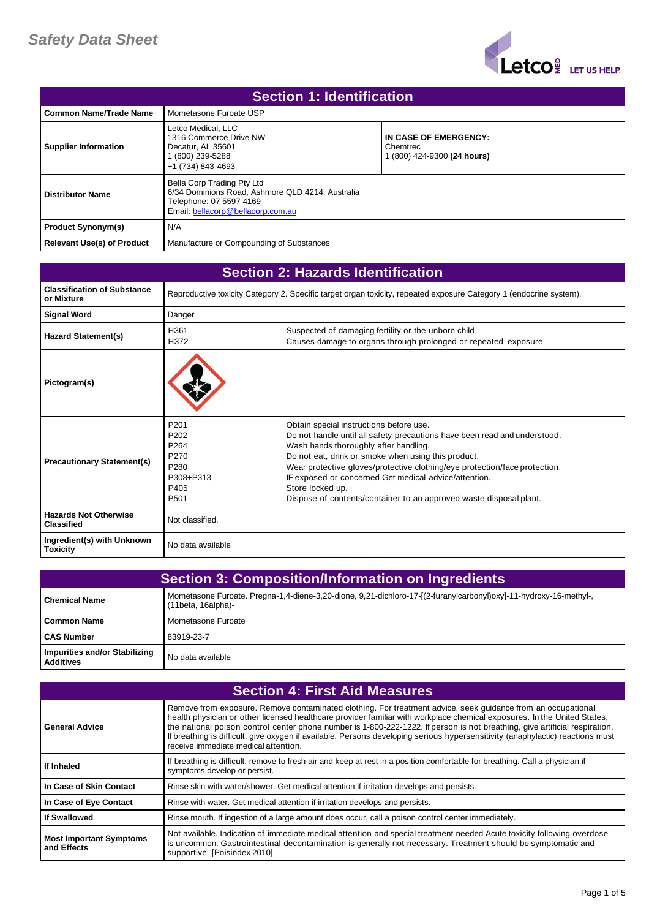# Safety Data Sheet

Letco MED LET US HELP

## Section 1: Identification

| | | |
|---|---|---|
| **Common Name/Trade Name** | Mometasone Furoate USP | |
| **Supplier Information** | Letco Medical, LLC<br>1316 Commerce Drive NW<br>Decatur, AL 35601<br>1 (800) 239-5288<br>+1 (734) 843-4693 | **IN CASE OF EMERGENCY:**<br>Chemtrec<br>1 (800) 424-9300 **(24 hours)** |
| **Distributor Name** | Bella Corp Trading Pty Ltd<br>6/34 Dominions Road, Ashmore QLD 4214, Australia<br>Telephone: 07 5597 4169<br>Email: bellacorp@bellacorp.com.au | |
| **Product Synonym(s)** | N/A | |
| **Relevant Use(s) of Product** | Manufacture or Compounding of Substances | |

## Section 2: Hazards Identification

| | | |
|---|---|---|
| **Classification of Substance or Mixture** | Reproductive toxicity Category 2. Specific target organ toxicity, repeated exposure Category 1 (endocrine system). | |
| **Signal Word** | Danger | |
| **Hazard Statement(s)** | H361<br>H372 | Suspected of damaging fertility or the unborn child<br>Causes damage to organs through prolonged or repeated exposure |
| **Pictogram(s)** | | |
| **Precautionary Statement(s)** | P201<br>P202<br>P264<br>P270<br>P280<br>P308+P313<br>P405<br>P501 | Obtain special instructions before use.<br>Do not handle until all safety precautions have been read and understood.<br>Wash hands thoroughly after handling.<br>Do not eat, drink or smoke when using this product.<br>Wear protective gloves/protective clothing/eye protection/face protection.<br>IF exposed or concerned Get medical advice/attention.<br>Store locked up.<br>Dispose of contents/container to an approved waste disposal plant. |
| **Hazards Not Otherwise Classified** | Not classified. | |
| **Ingredient(s) with Unknown Toxicity** | No data available | |

## Section 3: Composition/Information on Ingredients

| | |
|---|---|
| **Chemical Name** | Mometasone Furoate. Pregna-1,4-diene-3,20-dione, 9,21-dichloro-17-[(2-furanylcarbonyl)oxy]-11-hydroxy-16-methyl-, (11beta, 16alpha)- |
| **Common Name** | Mometasone Furoate |
| **CAS Number** | 83919-23-7 |
| **Impurities and/or Stabilizing Additives** | No data available |

## Section 4: First Aid Measures

| | |
|---|---|
| **General Advice** | Remove from exposure. Remove contaminated clothing. For treatment advice, seek guidance from an occupational health physician or other licensed healthcare provider familiar with workplace chemical exposures. In the United States, the national poison control center phone number is 1-800-222-1222. If person is not breathing, give artificial respiration. If breathing is difficult, give oxygen if available. Persons developing serious hypersensitivity (anaphylactic) reactions must receive immediate medical attention. |
| **If Inhaled** | If breathing is difficult, remove to fresh air and keep at rest in a position comfortable for breathing. Call a physician if symptoms develop or persist. |
| **In Case of Skin Contact** | Rinse skin with water/shower. Get medical attention if irritation develops and persists. |
| **In Case of Eye Contact** | Rinse with water. Get medical attention if irritation develops and persists. |
| **If Swallowed** | Rinse mouth. If ingestion of a large amount does occur, call a poison control center immediately. |
| **Most Important Symptoms and Effects** | Not available. Indication of immediate medical attention and special treatment needed Acute toxicity following overdose is uncommon. Gastrointestinal decontamination is generally not necessary. Treatment should be symptomatic and supportive. [Poisindex 2010] |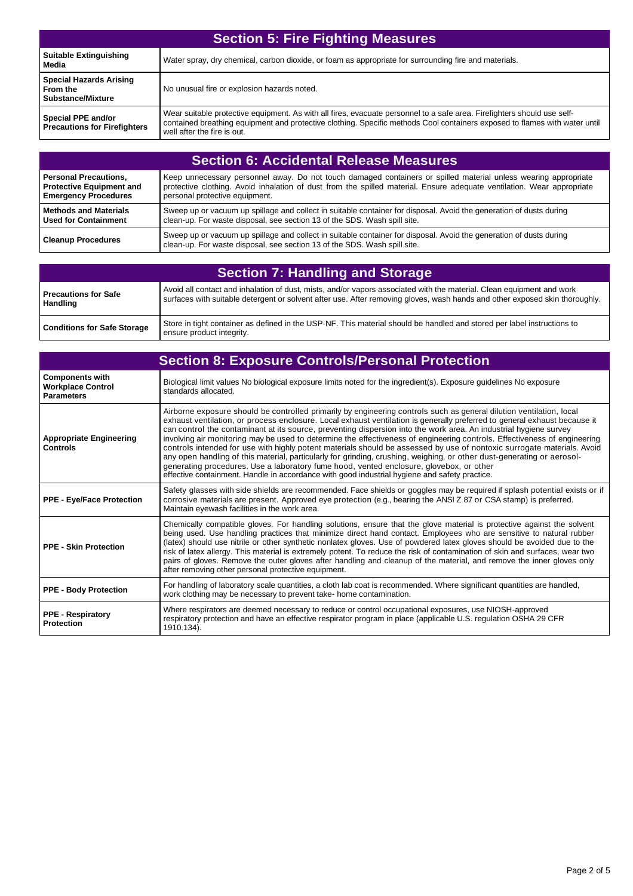## Section 5: Fire Fighting Measures

| | |
|---|---|
| **Suitable Extinguishing Media** | Water spray, dry chemical, carbon dioxide, or foam as appropriate for surrounding fire and materials. |
| **Special Hazards Arising From the Substance/Mixture** | No unusual fire or explosion hazards noted. |
| **Special PPE and/or Precautions for Firefighters** | Wear suitable protective equipment. As with all fires, evacuate personnel to a safe area. Firefighters should use self-contained breathing equipment and protective clothing. Specific methods Cool containers exposed to flames with water until well after the fire is out. |

## Section 6: Accidental Release Measures

| | |
|---|---|
| **Personal Precautions, Protective Equipment and Emergency Procedures** | Keep unnecessary personnel away. Do not touch damaged containers or spilled material unless wearing appropriate protective clothing. Avoid inhalation of dust from the spilled material. Ensure adequate ventilation. Wear appropriate personal protective equipment. |
| **Methods and Materials Used for Containment** | Sweep up or vacuum up spillage and collect in suitable container for disposal. Avoid the generation of dusts during clean-up. For waste disposal, see section 13 of the SDS. Wash spill site. |
| **Cleanup Procedures** | Sweep up or vacuum up spillage and collect in suitable container for disposal. Avoid the generation of dusts during clean-up. For waste disposal, see section 13 of the SDS. Wash spill site. |

## Section 7: Handling and Storage

| | |
|---|---|
| **Precautions for Safe Handling** | Avoid all contact and inhalation of dust, mists, and/or vapors associated with the material. Clean equipment and work surfaces with suitable detergent or solvent after use. After removing gloves, wash hands and other exposed skin thoroughly. |
| **Conditions for Safe Storage** | Store in tight container as defined in the USP-NF. This material should be handled and stored per label instructions to ensure product integrity. |

## Section 8: Exposure Controls/Personal Protection

| | |
|---|---|
| **Components with Workplace Control Parameters** | Biological limit values No biological exposure limits noted for the ingredient(s). Exposure guidelines No exposure standards allocated. |
| **Appropriate Engineering Controls** | Airborne exposure should be controlled primarily by engineering controls such as general dilution ventilation, local exhaust ventilation, or process enclosure. Local exhaust ventilation is generally preferred to general exhaust because it can control the contaminant at its source, preventing dispersion into the work area. An industrial hygiene survey involving air monitoring may be used to determine the effectiveness of engineering controls. Effectiveness of engineering controls intended for use with highly potent materials should be assessed by use of nontoxic surrogate materials. Avoid any open handling of this material, particularly for grinding, crushing, weighing, or other dust-generating or aerosol-generating procedures. Use a laboratory fume hood, vented enclosure, glovebox, or other effective containment. Handle in accordance with good industrial hygiene and safety practice. |
| **PPE - Eye/Face Protection** | Safety glasses with side shields are recommended. Face shields or goggles may be required if splash potential exists or if corrosive materials are present. Approved eye protection (e.g., bearing the ANSI Z 87 or CSA stamp) is preferred. Maintain eyewash facilities in the work area. |
| **PPE - Skin Protection** | Chemically compatible gloves. For handling solutions, ensure that the glove material is protective against the solvent being used. Use handling practices that minimize direct hand contact. Employees who are sensitive to natural rubber (latex) should use nitrile or other synthetic nonlatex gloves. Use of powdered latex gloves should be avoided due to the risk of latex allergy. This material is extremely potent. To reduce the risk of contamination of skin and surfaces, wear two pairs of gloves. Remove the outer gloves after handling and cleanup of the material, and remove the inner gloves only after removing other personal protective equipment. |
| **PPE - Body Protection** | For handling of laboratory scale quantities, a cloth lab coat is recommended. Where significant quantities are handled, work clothing may be necessary to prevent take- home contamination. |
| **PPE - Respiratory Protection** | Where respirators are deemed necessary to reduce or control occupational exposures, use NIOSH-approved respiratory protection and have an effective respirator program in place (applicable U.S. regulation OSHA 29 CFR 1910.134). |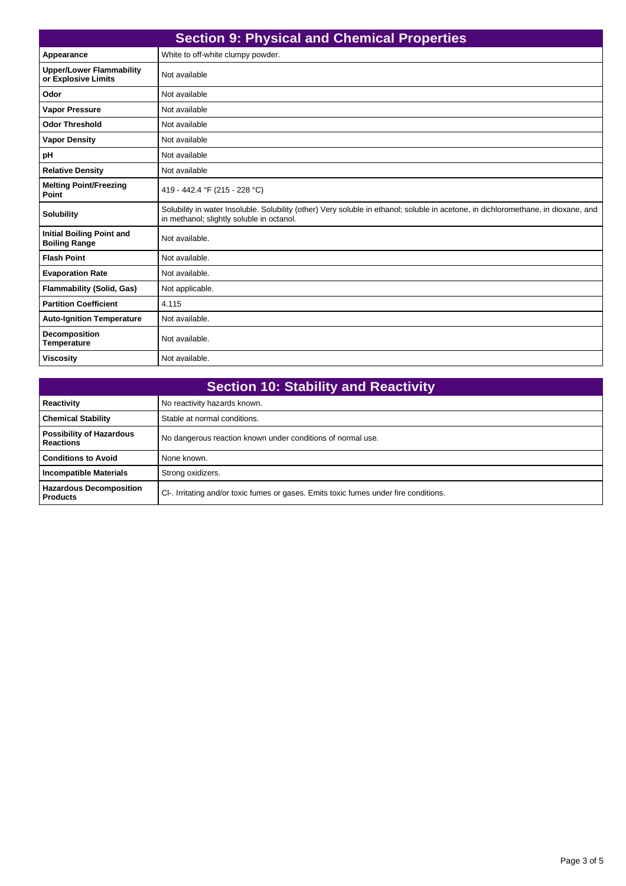## Section 9: Physical and Chemical Properties

| Property | Value |
| --- | --- |
| **Appearance** | White to off-white clumpy powder. |
| **Upper/Lower Flammability or Explosive Limits** | Not available |
| **Odor** | Not available |
| **Vapor Pressure** | Not available |
| **Odor Threshold** | Not available |
| **Vapor Density** | Not available |
| **pH** | Not available |
| **Relative Density** | Not available |
| **Melting Point/Freezing Point** | 419 - 442.4 °F (215 - 228 °C) |
| **Solubility** | Solubility in water Insoluble. Solubility (other) Very soluble in ethanol; soluble in acetone, in dichloromethane, in dioxane, and in methanol; slightly soluble in octanol. |
| **Initial Boiling Point and Boiling Range** | Not available. |
| **Flash Point** | Not available. |
| **Evaporation Rate** | Not available. |
| **Flammability (Solid, Gas)** | Not applicable. |
| **Partition Coefficient** | 4.115 |
| **Auto-Ignition Temperature** | Not available. |
| **Decomposition Temperature** | Not available. |
| **Viscosity** | Not available. |

## Section 10: Stability and Reactivity

| Property | Value |
| --- | --- |
| **Reactivity** | No reactivity hazards known. |
| **Chemical Stability** | Stable at normal conditions. |
| **Possibility of Hazardous Reactions** | No dangerous reaction known under conditions of normal use. |
| **Conditions to Avoid** | None known. |
| **Incompatible Materials** | Strong oxidizers. |
| **Hazardous Decomposition Products** | $Cl^-$. Irritating and/or toxic fumes or gases. Emits toxic fumes under fire conditions. |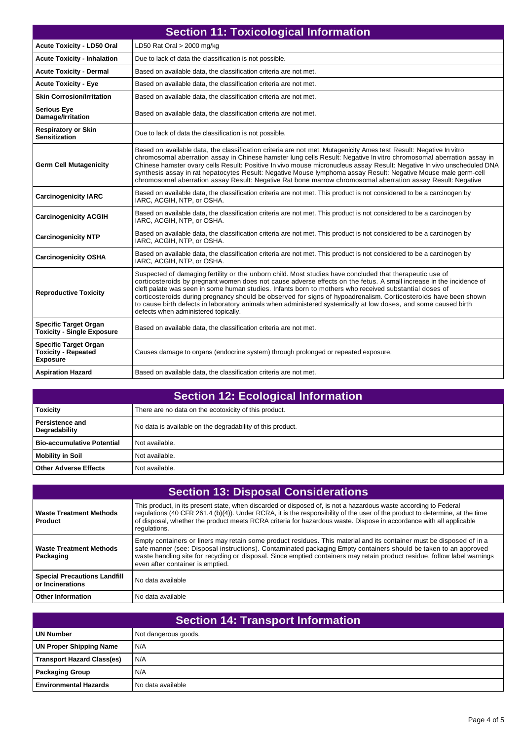## Section 11: Toxicological Information

| | |
|---|---|
| **Acute Toxicity - LD50 Oral** | LD50 Rat Oral > 2000 mg/kg |
| **Acute Toxicity - Inhalation** | Due to lack of data the classification is not possible. |
| **Acute Toxicity - Dermal** | Based on available data, the classification criteria are not met. |
| **Acute Toxicity - Eye** | Based on available data, the classification criteria are not met. |
| **Skin Corrosion/Irritation** | Based on available data, the classification criteria are not met. |
| **Serious Eye Damage/Irritation** | Based on available data, the classification criteria are not met. |
| **Respiratory or Skin Sensitization** | Due to lack of data the classification is not possible. |
| **Germ Cell Mutagenicity** | Based on available data, the classification criteria are not met. Mutagenicity Ames test Result: Negative In vitro chromosomal aberration assay in Chinese hamster lung cells Result: Negative In vitro chromosomal aberration assay in Chinese hamster ovary cells Result: Positive In vivo mouse micronucleus assay Result: Negative In vivo unscheduled DNA synthesis assay in rat hepatocytes Result: Negative Mouse lymphoma assay Result: Negative Mouse male germ-cell chromosomal aberration assay Result: Negative Rat bone marrow chromosomal aberration assay Result: Negative |
| **Carcinogenicity IARC** | Based on available data, the classification criteria are not met. This product is not considered to be a carcinogen by IARC, ACGIH, NTP, or OSHA. |
| **Carcinogenicity ACGIH** | Based on available data, the classification criteria are not met. This product is not considered to be a carcinogen by IARC, ACGIH, NTP, or OSHA. |
| **Carcinogenicity NTP** | Based on available data, the classification criteria are not met. This product is not considered to be a carcinogen by IARC, ACGIH, NTP, or OSHA. |
| **Carcinogenicity OSHA** | Based on available data, the classification criteria are not met. This product is not considered to be a carcinogen by IARC, ACGIH, NTP, or OSHA. |
| **Reproductive Toxicity** | Suspected of damaging fertility or the unborn child. Most studies have concluded that therapeutic use of corticosteroids by pregnant women does not cause adverse effects on the fetus. A small increase in the incidence of cleft palate was seen in some human studies. Infants born to mothers who received substantial doses of corticosteroids during pregnancy should be observed for signs of hypoadrenalism. Corticosteroids have been shown to cause birth defects in laboratory animals when administered systemically at low doses, and some caused birth defects when administered topically. |
| **Specific Target Organ Toxicity - Single Exposure** | Based on available data, the classification criteria are not met. |
| **Specific Target Organ Toxicity - Repeated Exposure** | Causes damage to organs (endocrine system) through prolonged or repeated exposure. |
| **Aspiration Hazard** | Based on available data, the classification criteria are not met. |

## Section 12: Ecological Information

| | |
|---|---|
| **Toxicity** | There are no data on the ecotoxicity of this product. |
| **Persistence and Degradability** | No data is available on the degradability of this product. |
| **Bio-accumulative Potential** | Not available. |
| **Mobility in Soil** | Not available. |
| **Other Adverse Effects** | Not available. |

## Section 13: Disposal Considerations

| | |
|---|---|
| **Waste Treatment Methods Product** | This product, in its present state, when discarded or disposed of, is not a hazardous waste according to Federal regulations (40 CFR 261.4 (b)(4)). Under RCRA, it is the responsibility of the user of the product to determine, at the time of disposal, whether the product meets RCRA criteria for hazardous waste. Dispose in accordance with all applicable regulations. |
| **Waste Treatment Methods Packaging** | Empty containers or liners may retain some product residues. This material and its container must be disposed of in a safe manner (see: Disposal instructions). Contaminated packaging Empty containers should be taken to an approved waste handling site for recycling or disposal. Since emptied containers may retain product residue, follow label warnings even after container is emptied. |
| **Special Precautions Landfill or Incinerations** | No data available |
| **Other Information** | No data available |

## Section 14: Transport Information

| | |
|---|---|
| **UN Number** | Not dangerous goods. |
| **UN Proper Shipping Name** | N/A |
| **Transport Hazard Class(es)** | N/A |
| **Packaging Group** | N/A |
| **Environmental Hazards** | No data available |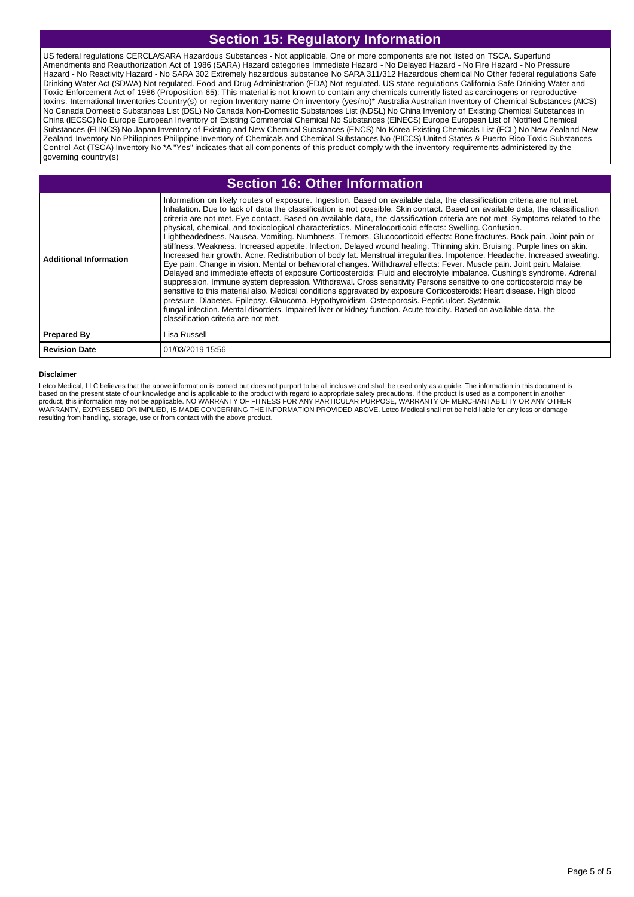## Section 15: Regulatory Information

US federal regulations CERCLA/SARA Hazardous Substances - Not applicable. One or more components are not listed on TSCA. Superfund Amendments and Reauthorization Act of 1986 (SARA) Hazard categories Immediate Hazard - No Delayed Hazard - No Fire Hazard - No Pressure Hazard - No Reactivity Hazard - No SARA 302 Extremely hazardous substance No SARA 311/312 Hazardous chemical No Other federal regulations Safe Drinking Water Act (SDWA) Not regulated. Food and Drug Administration (FDA) Not regulated. US state regulations California Safe Drinking Water and Toxic Enforcement Act of 1986 (Proposition 65): This material is not known to contain any chemicals currently listed as carcinogens or reproductive toxins. International Inventories Country(s) or region Inventory name On inventory (yes/no)* Australia Australian Inventory of Chemical Substances (AICS) No Canada Domestic Substances List (DSL) No Canada Non-Domestic Substances List (NDSL) No China Inventory of Existing Chemical Substances in China (IECSC) No Europe European Inventory of Existing Commercial Chemical No Substances (EINECS) Europe European List of Notified Chemical Substances (ELINCS) No Japan Inventory of Existing and New Chemical Substances (ENCS) No Korea Existing Chemicals List (ECL) No New Zealand New Zealand Inventory No Philippines Philippine Inventory of Chemicals and Chemical Substances No (PICCS) United States & Puerto Rico Toxic Substances Control Act (TSCA) Inventory No *A "Yes" indicates that all components of this product comply with the inventory requirements administered by the governing country(s)

## Section 16: Other Information

| | |
|---|---|
| **Additional Information** | Information on likely routes of exposure. Ingestion. Based on available data, the classification criteria are not met. Inhalation. Due to lack of data the classification is not possible. Skin contact. Based on available data, the classification criteria are not met. Eye contact. Based on available data, the classification criteria are not met. Symptoms related to the physical, chemical, and toxicological characteristics. Mineralocorticoid effects: Swelling. Confusion. Lightheadedness. Nausea. Vomiting. Numbness. Tremors. Glucocorticoid effects: Bone fractures. Back pain. Joint pain or stiffness. Weakness. Increased appetite. Infection. Delayed wound healing. Thinning skin. Bruising. Purple lines on skin. Increased hair growth. Acne. Redistribution of body fat. Menstrual irregularities. Impotence. Headache. Increased sweating. Eye pain. Change in vision. Mental or behavioral changes. Withdrawal effects: Fever. Muscle pain. Joint pain. Malaise. Delayed and immediate effects of exposure Corticosteroids: Fluid and electrolyte imbalance. Cushing's syndrome. Adrenal suppression. Immune system depression. Withdrawal. Cross sensitivity Persons sensitive to one corticosteroid may be sensitive to this material also. Medical conditions aggravated by exposure Corticosteroids: Heart disease. High blood pressure. Diabetes. Epilepsy. Glaucoma. Hypothyroidism. Osteoporosis. Peptic ulcer. Systemic fungal infection. Mental disorders. Impaired liver or kidney function. Acute toxicity. Based on available data, the classification criteria are not met. |
| **Prepared By** | Lisa Russell |
| **Revision Date** | 01/03/2019 15:56 |

**Disclaimer**

Letco Medical, LLC believes that the above information is correct but does not purport to be all inclusive and shall be used only as a guide. The information in this document is based on the present state of our knowledge and is applicable to the product with regard to appropriate safety precautions. If the product is used as a component in another product, this information may not be applicable. NO WARRANTY OF FITNESS FOR ANY PARTICULAR PURPOSE, WARRANTY OF MERCHANTABILITY OR ANY OTHER WARRANTY, EXPRESSED OR IMPLIED, IS MADE CONCERNING THE INFORMATION PROVIDED ABOVE. Letco Medical shall not be held liable for any loss or damage resulting from handling, storage, use or from contact with the above product.